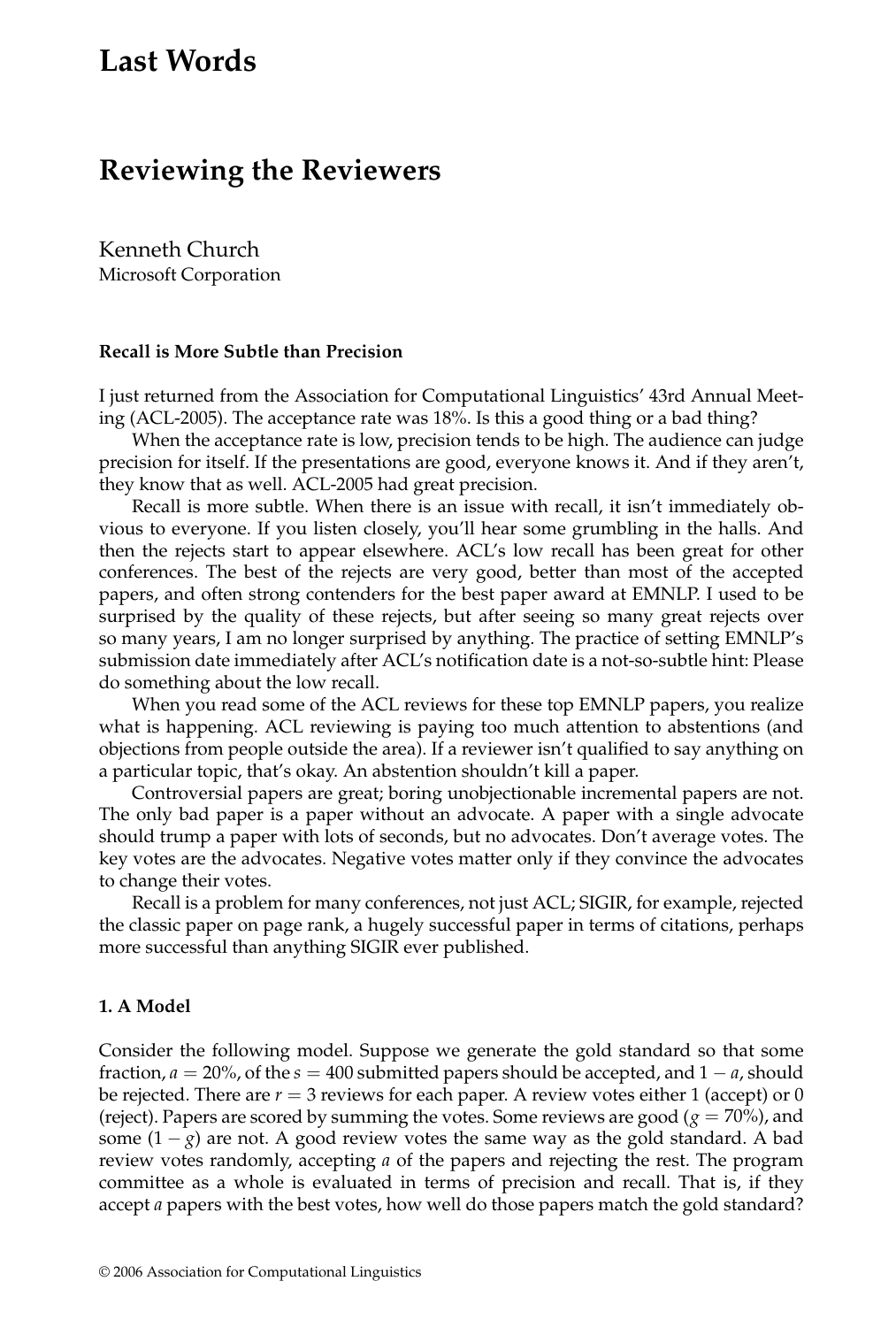# Last Words

## Reviewing the Reviewers

Kenneth Church
Microsoft Corporation

#### Recall is More Subtle than Precision

I just returned from the Association for Computational Linguistics' 43rd Annual Meeting (ACL-2005). The acceptance rate was 18%. Is this a good thing or a bad thing?

When the acceptance rate is low, precision tends to be high. The audience can judge precision for itself. If the presentations are good, everyone knows it. And if they aren't, they know that as well. ACL-2005 had great precision.

Recall is more subtle. When there is an issue with recall, it isn't immediately obvious to everyone. If you listen closely, you'll hear some grumbling in the halls. And then the rejects start to appear elsewhere. ACL's low recall has been great for other conferences. The best of the rejects are very good, better than most of the accepted papers, and often strong contenders for the best paper award at EMNLP. I used to be surprised by the quality of these rejects, but after seeing so many great rejects over so many years, I am no longer surprised by anything. The practice of setting EMNLP's submission date immediately after ACL's notification date is a not-so-subtle hint: Please do something about the low recall.

When you read some of the ACL reviews for these top EMNLP papers, you realize what is happening. ACL reviewing is paying too much attention to abstentions (and objections from people outside the area). If a reviewer isn't qualified to say anything on a particular topic, that's okay. An abstention shouldn't kill a paper.

Controversial papers are great; boring unobjectionable incremental papers are not. The only bad paper is a paper without an advocate. A paper with a single advocate should trump a paper with lots of seconds, but no advocates. Don't average votes. The key votes are the advocates. Negative votes matter only if they convince the advocates to change their votes.

Recall is a problem for many conferences, not just ACL; SIGIR, for example, rejected the classic paper on page rank, a hugely successful paper in terms of citations, perhaps more successful than anything SIGIR ever published.

#### 1. A Model

Consider the following model. Suppose we generate the gold standard so that some fraction, $a = 20\%$, of the $s = 400$ submitted papers should be accepted, and $1 - a$, should be rejected. There are $r = 3$ reviews for each paper. A review votes either 1 (accept) or 0 (reject). Papers are scored by summing the votes. Some reviews are good ($g = 70\%$), and some $(1 - g)$ are not. A good review votes the same way as the gold standard. A bad review votes randomly, accepting $a$ of the papers and rejecting the rest. The program committee as a whole is evaluated in terms of precision and recall. That is, if they accept $a$ papers with the best votes, how well do those papers match the gold standard?

© 2006 Association for Computational Linguistics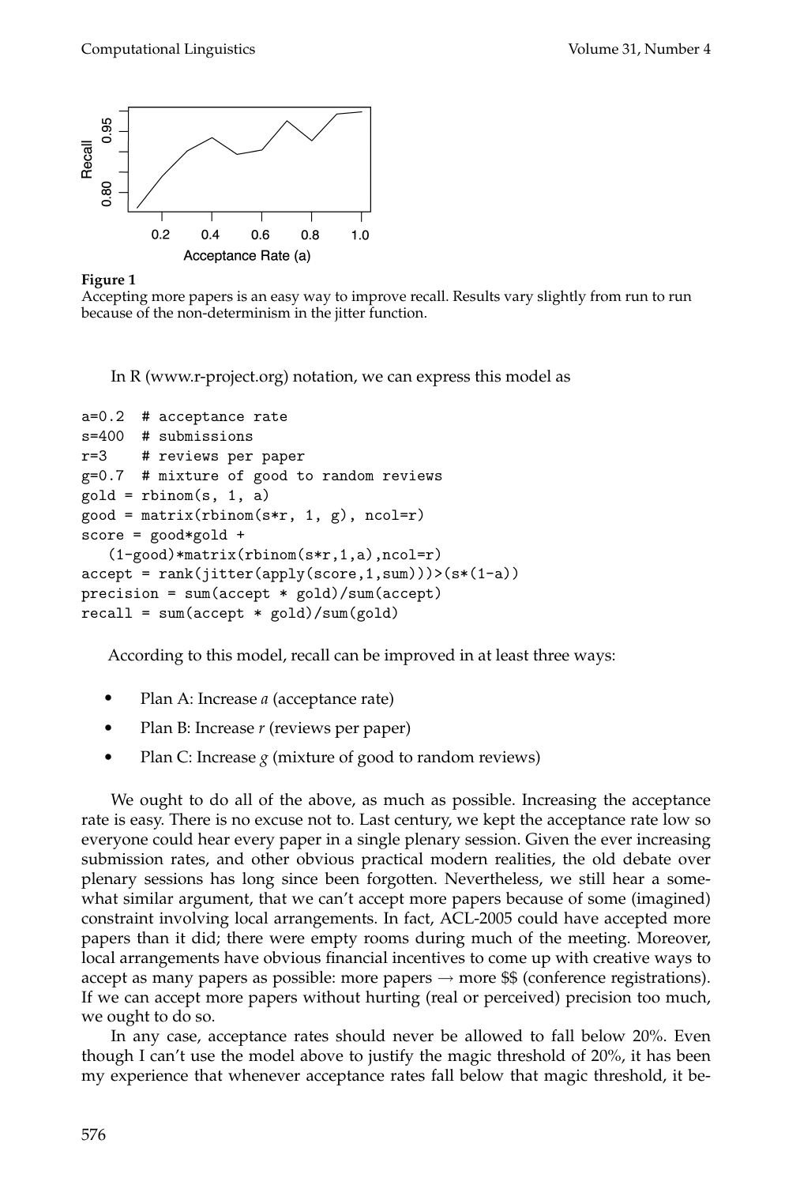**Figure 1**
Accepting more papers is an easy way to improve recall. Results vary slightly from run to run because of the non-determinism in the jitter function.

In R (www.r-project.org) notation, we can express this model as

```
a=0.2  # acceptance rate
s=400  # submissions
r=3    # reviews per paper
g=0.7  # mixture of good to random reviews
gold = rbinom(s, 1, a)
good = matrix(rbinom(s*r, 1, g), ncol=r)
score = good*gold +
   (1-good)*matrix(rbinom(s*r,1,a),ncol=r)
accept = rank(jitter(apply(score,1,sum)))>(s*(1-a))
precision = sum(accept * gold)/sum(accept)
recall = sum(accept * gold)/sum(gold)
```

According to this model, recall can be improved in at least three ways:

- Plan A: Increase $a$ (acceptance rate)
- Plan B: Increase $r$ (reviews per paper)
- Plan C: Increase $g$ (mixture of good to random reviews)

We ought to do all of the above, as much as possible. Increasing the acceptance rate is easy. There is no excuse not to. Last century, we kept the acceptance rate low so everyone could hear every paper in a single plenary session. Given the ever increasing submission rates, and other obvious practical modern realities, the old debate over plenary sessions has long since been forgotten. Nevertheless, we still hear a somewhat similar argument, that we can't accept more papers because of some (imagined) constraint involving local arrangements. In fact, ACL-2005 could have accepted more papers than it did; there were empty rooms during much of the meeting. Moreover, local arrangements have obvious financial incentives to come up with creative ways to accept as many papers as possible: more papers → more $$ (conference registrations). If we can accept more papers without hurting (real or perceived) precision too much, we ought to do so.

In any case, acceptance rates should never be allowed to fall below 20%. Even though I can't use the model above to justify the magic threshold of 20%, it has been my experience that whenever acceptance rates fall below that magic threshold, it be-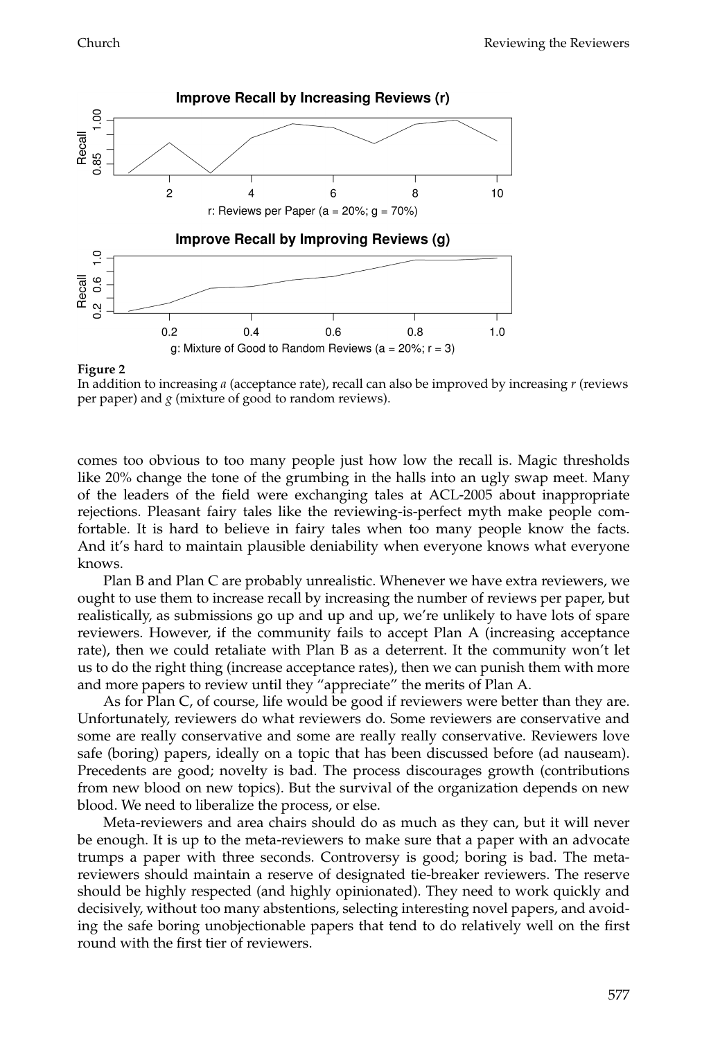**Figure 2**
In addition to increasing *a* (acceptance rate), recall can also be improved by increasing *r* (reviews per paper) and *g* (mixture of good to random reviews).

comes too obvious to too many people just how low the recall is. Magic thresholds like 20% change the tone of the grumbing in the halls into an ugly swap meet. Many of the leaders of the field were exchanging tales at ACL-2005 about inappropriate rejections. Pleasant fairy tales like the reviewing-is-perfect myth make people comfortable. It is hard to believe in fairy tales when too many people know the facts. And it's hard to maintain plausible deniability when everyone knows what everyone knows.

Plan B and Plan C are probably unrealistic. Whenever we have extra reviewers, we ought to use them to increase recall by increasing the number of reviews per paper, but realistically, as submissions go up and up and up, we're unlikely to have lots of spare reviewers. However, if the community fails to accept Plan A (increasing acceptance rate), then we could retaliate with Plan B as a deterrent. It the community won't let us to do the right thing (increase acceptance rates), then we can punish them with more and more papers to review until they "appreciate" the merits of Plan A.

As for Plan C, of course, life would be good if reviewers were better than they are. Unfortunately, reviewers do what reviewers do. Some reviewers are conservative and some are really conservative and some are really really conservative. Reviewers love safe (boring) papers, ideally on a topic that has been discussed before (ad nauseam). Precedents are good; novelty is bad. The process discourages growth (contributions from new blood on new topics). But the survival of the organization depends on new blood. We need to liberalize the process, or else.

Meta-reviewers and area chairs should do as much as they can, but it will never be enough. It is up to the meta-reviewers to make sure that a paper with an advocate trumps a paper with three seconds. Controversy is good; boring is bad. The meta-reviewers should maintain a reserve of designated tie-breaker reviewers. The reserve should be highly respected (and highly opinionated). They need to work quickly and decisively, without too many abstentions, selecting interesting novel papers, and avoiding the safe boring unobjectionable papers that tend to do relatively well on the first round with the first tier of reviewers.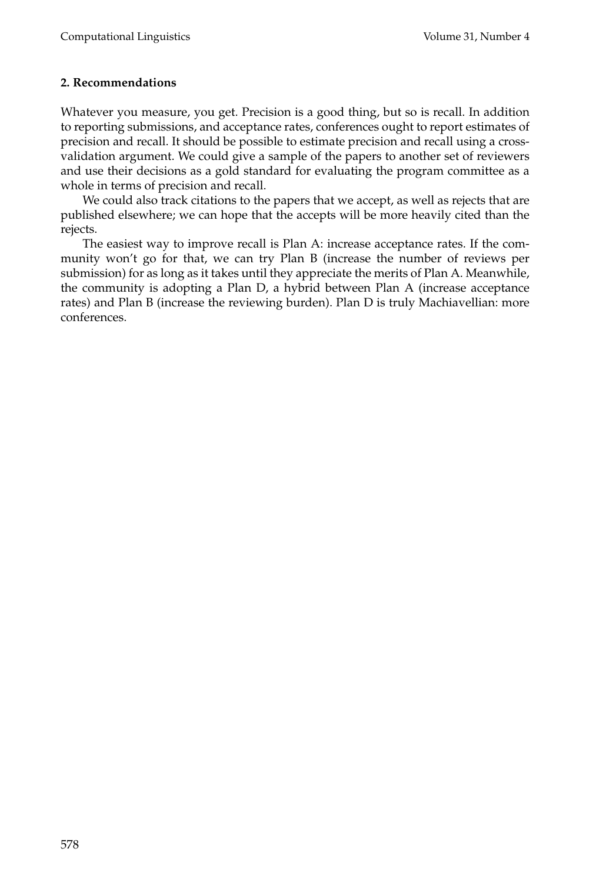## 2. Recommendations

Whatever you measure, you get. Precision is a good thing, but so is recall. In addition to reporting submissions, and acceptance rates, conferences ought to report estimates of precision and recall. It should be possible to estimate precision and recall using a cross-validation argument. We could give a sample of the papers to another set of reviewers and use their decisions as a gold standard for evaluating the program committee as a whole in terms of precision and recall.

We could also track citations to the papers that we accept, as well as rejects that are published elsewhere; we can hope that the accepts will be more heavily cited than the rejects.

The easiest way to improve recall is Plan A: increase acceptance rates. If the community won't go for that, we can try Plan B (increase the number of reviews per submission) for as long as it takes until they appreciate the merits of Plan A. Meanwhile, the community is adopting a Plan D, a hybrid between Plan A (increase acceptance rates) and Plan B (increase the reviewing burden). Plan D is truly Machiavellian: more conferences.